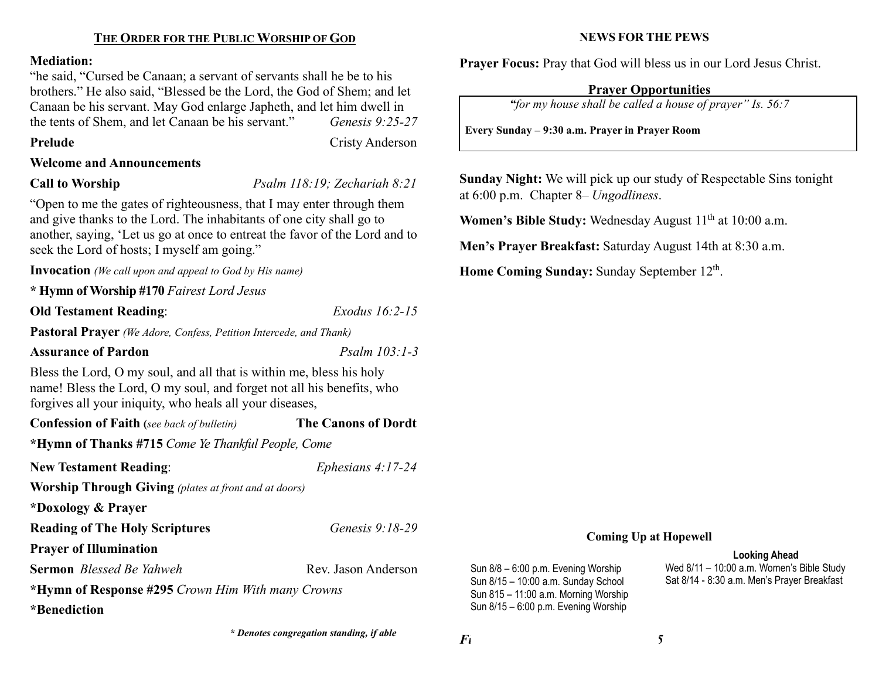## THE ORDER FOR THE PUBLIC WORSHIP OF GOD

**Mediation:**

"he said, "Cursed be Canaan; a servant of servants shall he be to his brothers." He also said, "Blessed be the Lord, the God of Shem; and let Canaan be his servant. May God enlarge Japheth, and let him dwell in the tents of Shem, and let Canaan be his servant." *Genesis 9:25-27*

**Prelude** Cristy Anderson

**Welcome and Announcements**

**Call to Worship** *Psalm 118:19; Zechariah 8:21*

"Open to me the gates of righteousness, that I may enter through them and give thanks to the Lord. The inhabitants of one city shall go to another, saying, 'Let us go at once to entreat the favor of the Lord and to seek the Lord of hosts; I myself am going."

**Invocation** *(We call upon and appeal to God by His name)*

**\* Hymn of Worship #170** *Fairest Lord Jesus*

**Old Testament Reading**: *Exodus 16:2-15*

**Pastoral Prayer** *(We Adore, Confess, Petition Intercede, and Thank)*

**Assurance of Pardon** *Psalm 103:1-3*

Bless the Lord, O my soul, and all that is within me, bless his holy name! Bless the Lord, O my soul, and forget not all his benefits, who forgives all your iniquity, who heals all your diseases,

**Confession of Faith (***see back of bulletin)* **The Canons of Dordt**

**\*Hymn of Thanks #715** *Come Ye Thankful People, Come*

**New Testament Reading**: *Ephesians 4:17-24*

**Worship Through Giving** *(plates at front and at doors)*

**\*Doxology & Prayer**

**Reading of The Holy Scriptures** *Genesis 9:18-29*

**Prayer of Illumination**

**Sermon** *Blessed Be Yahweh* Rev. Jason Anderson

**\*Hymn of Response #295** *Crown Him With many Crowns*

**\*Benediction**

***\* Denotes congregation standing, if able***

## NEWS FOR THE PEWS

**Prayer Focus:** Pray that God will bless us in our Lord Jesus Christ.

**Prayer Opportunities**

*"for my house shall be called a house of prayer" Is. 56:7*

**Every Sunday – 9:30 a.m. Prayer in Prayer Room**

**Sunday Night:** We will pick up our study of Respectable Sins tonight at 6:00 p.m. Chapter 8– *Ungodliness*.

**Women's Bible Study:** Wednesday August 11th at 10:00 a.m.

**Men's Prayer Breakfast:** Saturday August 14th at 8:30 a.m.

**Home Coming Sunday:** Sunday September 12th.

**Coming Up at Hopewell**

Sun 8/8 – 6:00 p.m. Evening Worship
Sun 8/15 – 10:00 a.m. Sunday School
Sun 815 – 11:00 a.m. Morning Worship
Sun 8/15 – 6:00 p.m. Evening Worship

**Looking Ahead**

Wed 8/11 – 10:00 a.m. Women's Bible Study
Sat 8/14 - 8:30 a.m. Men's Prayer Breakfast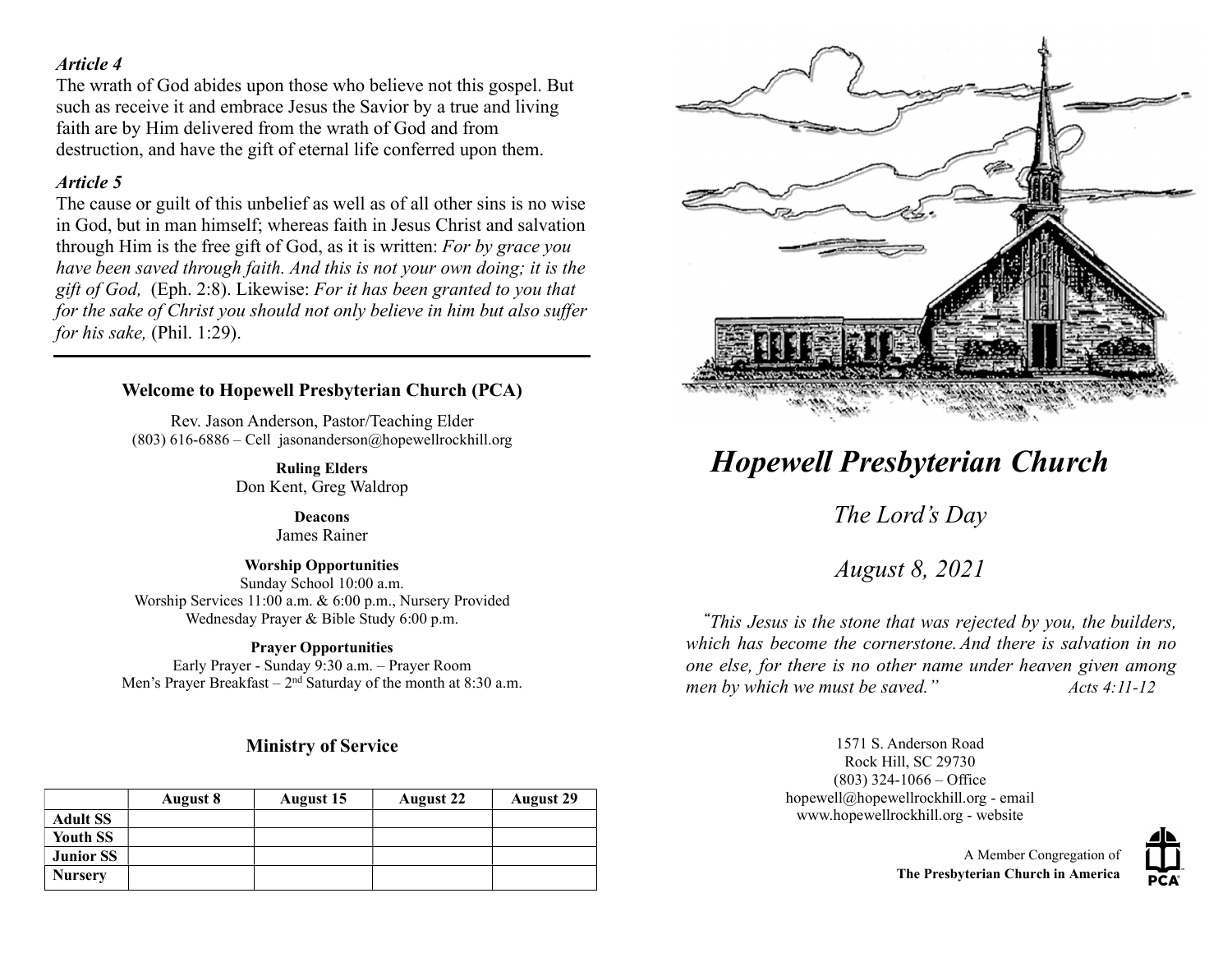### *Article 4*

The wrath of God abides upon those who believe not this gospel. But such as receive it and embrace Jesus the Savior by a true and living faith are by Him delivered from the wrath of God and from destruction, and have the gift of eternal life conferred upon them.

### *Article 5*

The cause or guilt of this unbelief as well as of all other sins is no wise in God, but in man himself; whereas faith in Jesus Christ and salvation through Him is the free gift of God, as it is written: *For by grace you have been saved through faith. And this is not your own doing; it is the gift of God,* (Eph. 2:8). Likewise: *For it has been granted to you that for the sake of Christ you should not only believe in him but also suffer for his sake,* (Phil. 1:29).

---

## Welcome to Hopewell Presbyterian Church (PCA)

Rev. Jason Anderson, Pastor/Teaching Elder
(803) 616-6886 – Cell jasonanderson@hopewellrockhill.org

**Ruling Elders**
Don Kent, Greg Waldrop

**Deacons**
James Rainer

**Worship Opportunities**
Sunday School 10:00 a.m.
Worship Services 11:00 a.m. & 6:00 p.m., Nursery Provided
Wednesday Prayer & Bible Study 6:00 p.m.

**Prayer Opportunities**
Early Prayer - Sunday 9:30 a.m. – Prayer Room
Men's Prayer Breakfast – 2nd Saturday of the month at 8:30 a.m.

## Ministry of Service

| | August 8 | August 15 | August 22 | August 29 |
|---|---|---|---|---|
| **Adult SS** | | | | |
| **Youth SS** | | | | |
| **Junior SS** | | | | |
| **Nursery** | | | | |

# *Hopewell Presbyterian Church*

*The Lord's Day*

*August 8, 2021*

*"This Jesus is the stone that was rejected by you, the builders, which has become the cornerstone. And there is salvation in no one else, for there is no other name under heaven given among men by which we must be saved."* *Acts 4:11-12*

1571 S. Anderson Road
Rock Hill, SC 29730
(803) 324-1066 – Office
hopewell@hopewellrockhill.org - email
www.hopewellrockhill.org - website

A Member Congregation of
**The Presbyterian Church in America**